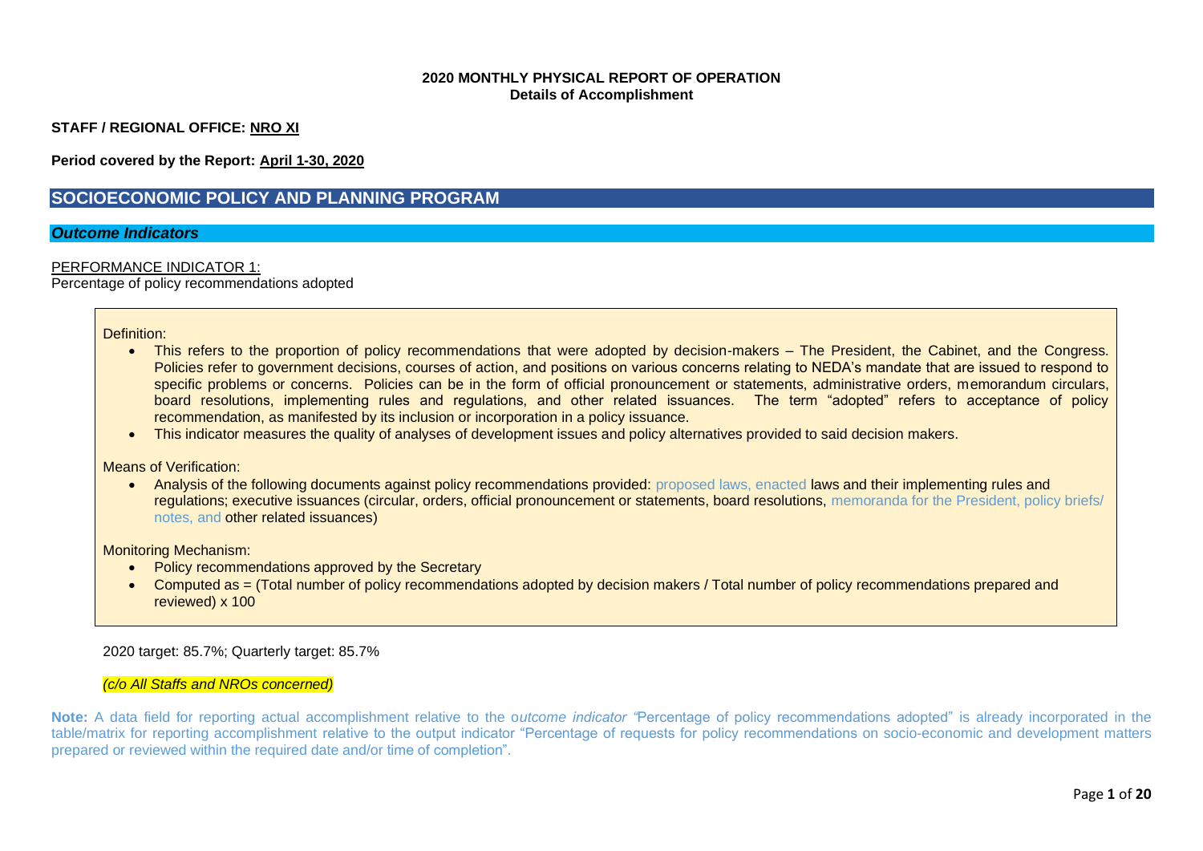**2020 MONTHLY PHYSICAL REPORT OF OPERATION**
**Details of Accomplishment**

**STAFF / REGIONAL OFFICE: NRO XI**

**Period covered by the Report: April 1-30, 2020**

## SOCIOECONOMIC POLICY AND PLANNING PROGRAM

### *Outcome Indicators*

PERFORMANCE INDICATOR 1:
Percentage of policy recommendations adopted

Definition:

- This refers to the proportion of policy recommendations that were adopted by decision-makers – The President, the Cabinet, and the Congress. Policies refer to government decisions, courses of action, and positions on various concerns relating to NEDA's mandate that are issued to respond to specific problems or concerns. Policies can be in the form of official pronouncement or statements, administrative orders, memorandum circulars, board resolutions, implementing rules and regulations, and other related issuances. The term "adopted" refers to acceptance of policy recommendation, as manifested by its inclusion or incorporation in a policy issuance.
- This indicator measures the quality of analyses of development issues and policy alternatives provided to said decision makers.

Means of Verification:

- Analysis of the following documents against policy recommendations provided: proposed laws, enacted laws and their implementing rules and regulations; executive issuances (circular, orders, official pronouncement or statements, board resolutions, memoranda for the President, policy briefs/ notes, and other related issuances)

Monitoring Mechanism:

- Policy recommendations approved by the Secretary
- Computed as = (Total number of policy recommendations adopted by decision makers / Total number of policy recommendations prepared and reviewed) x 100

2020 target: 85.7%; Quarterly target: 85.7%

*(c/o All Staffs and NROs concerned)*

**Note:** A data field for reporting actual accomplishment relative to the *outcome indicator "*Percentage of policy recommendations adopted" is already incorporated in the table/matrix for reporting accomplishment relative to the output indicator "Percentage of requests for policy recommendations on socio-economic and development matters prepared or reviewed within the required date and/or time of completion".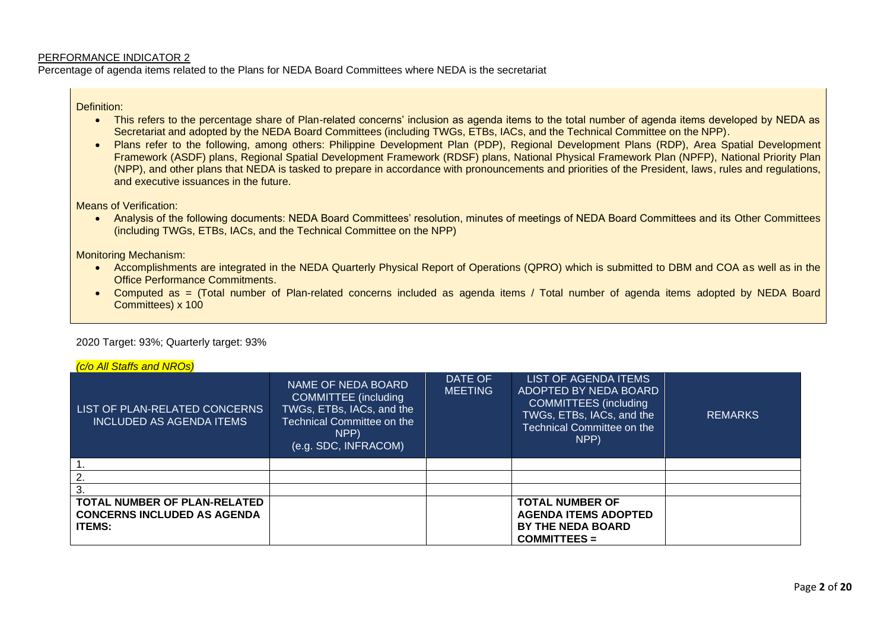PERFORMANCE INDICATOR 2

Percentage of agenda items related to the Plans for NEDA Board Committees where NEDA is the secretariat

Definition:

- This refers to the percentage share of Plan-related concerns' inclusion as agenda items to the total number of agenda items developed by NEDA as Secretariat and adopted by the NEDA Board Committees (including TWGs, ETBs, IACs, and the Technical Committee on the NPP).
- Plans refer to the following, among others: Philippine Development Plan (PDP), Regional Development Plans (RDP), Area Spatial Development Framework (ASDF) plans, Regional Spatial Development Framework (RDSF) plans, National Physical Framework Plan (NPFP), National Priority Plan (NPP), and other plans that NEDA is tasked to prepare in accordance with pronouncements and priorities of the President, laws, rules and regulations, and executive issuances in the future.

Means of Verification:

- Analysis of the following documents: NEDA Board Committees' resolution, minutes of meetings of NEDA Board Committees and its Other Committees (including TWGs, ETBs, IACs, and the Technical Committee on the NPP)

Monitoring Mechanism:

- Accomplishments are integrated in the NEDA Quarterly Physical Report of Operations (QPRO) which is submitted to DBM and COA as well as in the Office Performance Commitments.
- Computed as = (Total number of Plan-related concerns included as agenda items / Total number of agenda items adopted by NEDA Board Committees) x 100

2020 Target: 93%; Quarterly target: 93%

*(c/o All Staffs and NROs)*

| LIST OF PLAN-RELATED CONCERNS INCLUDED AS AGENDA ITEMS | NAME OF NEDA BOARD COMMITTEE (including TWGs, ETBs, IACs, and the Technical Committee on the NPP) (e.g. SDC, INFRACOM) | DATE OF MEETING | LIST OF AGENDA ITEMS ADOPTED BY NEDA BOARD COMMITTEES (including TWGs, ETBs, IACs, and the Technical Committee on the NPP) | REMARKS |
|---|---|---|---|---|
| 1. | | | | |
| 2. | | | | |
| 3. | | | | |
| **TOTAL NUMBER OF PLAN-RELATED CONCERNS INCLUDED AS AGENDA ITEMS:** | | | **TOTAL NUMBER OF AGENDA ITEMS ADOPTED BY THE NEDA BOARD COMMITTEES =** | |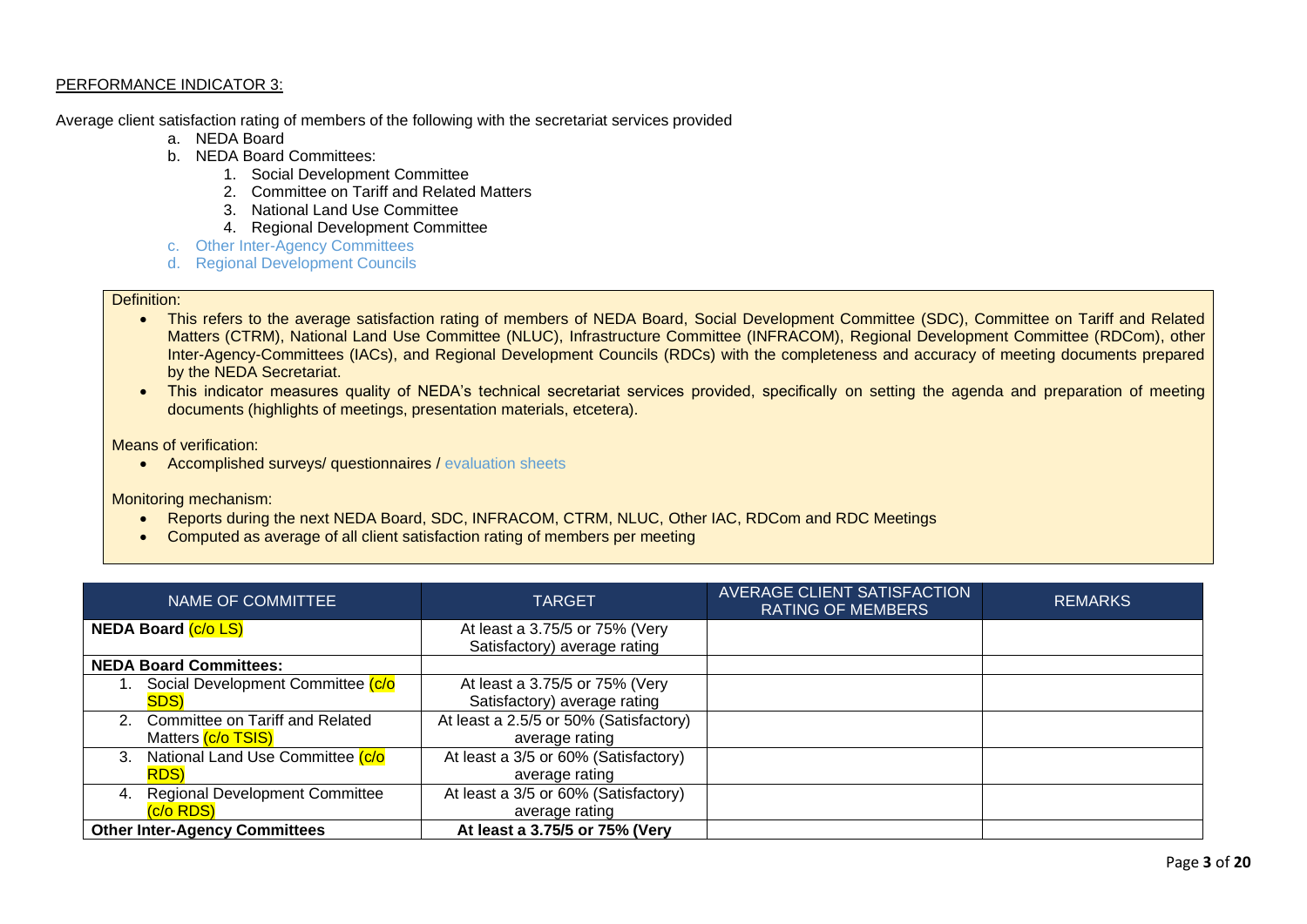PERFORMANCE INDICATOR 3:

Average client satisfaction rating of members of the following with the secretariat services provided

a. NEDA Board
b. NEDA Board Committees:
    1. Social Development Committee
    2. Committee on Tariff and Related Matters
    3. National Land Use Committee
    4. Regional Development Committee
c. Other Inter-Agency Committees
d. Regional Development Councils

Definition:

- This refers to the average satisfaction rating of members of NEDA Board, Social Development Committee (SDC), Committee on Tariff and Related Matters (CTRM), National Land Use Committee (NLUC), Infrastructure Committee (INFRACOM), Regional Development Committee (RDCom), other Inter-Agency-Committees (IACs), and Regional Development Councils (RDCs) with the completeness and accuracy of meeting documents prepared by the NEDA Secretariat.
- This indicator measures quality of NEDA's technical secretariat services provided, specifically on setting the agenda and preparation of meeting documents (highlights of meetings, presentation materials, etcetera).

Means of verification:

- Accomplished surveys/ questionnaires / evaluation sheets

Monitoring mechanism:

- Reports during the next NEDA Board, SDC, INFRACOM, CTRM, NLUC, Other IAC, RDCom and RDC Meetings
- Computed as average of all client satisfaction rating of members per meeting

| NAME OF COMMITTEE | TARGET | AVERAGE CLIENT SATISFACTION RATING OF MEMBERS | REMARKS |
|---|---|---|---|
| **NEDA Board** (c/o LS) | At least a 3.75/5 or 75% (Very Satisfactory) average rating | | |
| **NEDA Board Committees:** | | | |
| 1. Social Development Committee (c/o SDS) | At least a 3.75/5 or 75% (Very Satisfactory) average rating | | |
| 2. Committee on Tariff and Related Matters (c/o TSIS) | At least a 2.5/5 or 50% (Satisfactory) average rating | | |
| 3. National Land Use Committee (c/o RDS) | At least a 3/5 or 60% (Satisfactory) average rating | | |
| 4. Regional Development Committee (c/o RDS) | At least a 3/5 or 60% (Satisfactory) average rating | | |
| **Other Inter-Agency Committees** | **At least a 3.75/5 or 75% (Very** | | |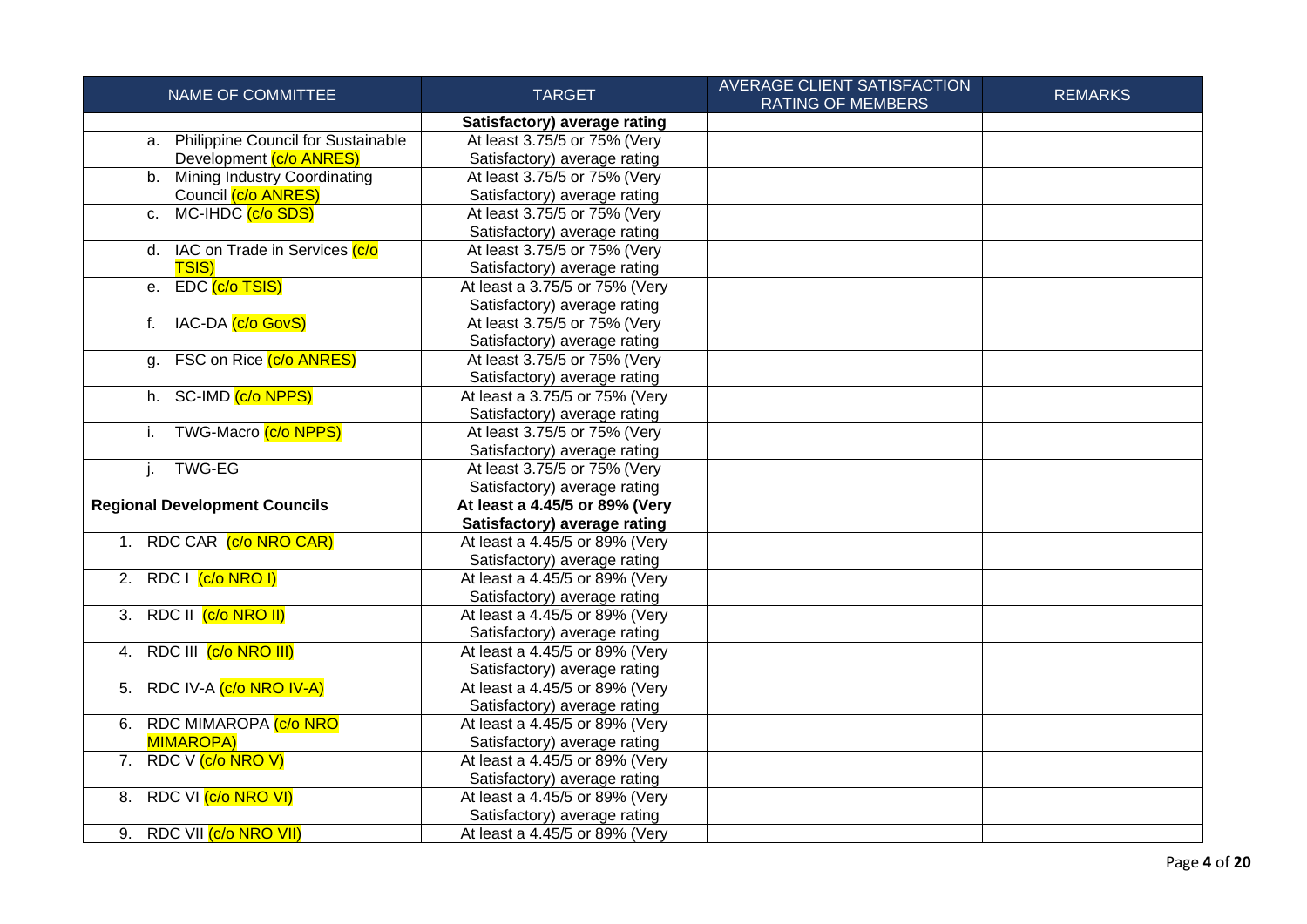| NAME OF COMMITTEE | TARGET | AVERAGE CLIENT SATISFACTION RATING OF MEMBERS | REMARKS |
|---|---|---|---|
| | **Satisfactory) average rating** | | |
| a. Philippine Council for Sustainable Development (c/o ANRES) | At least 3.75/5 or 75% (Very Satisfactory) average rating | | |
| b. Mining Industry Coordinating Council (c/o ANRES) | At least 3.75/5 or 75% (Very Satisfactory) average rating | | |
| c. MC-IHDC (c/o SDS) | At least 3.75/5 or 75% (Very Satisfactory) average rating | | |
| d. IAC on Trade in Services (c/o TSIS) | At least 3.75/5 or 75% (Very Satisfactory) average rating | | |
| e. EDC (c/o TSIS) | At least a 3.75/5 or 75% (Very Satisfactory) average rating | | |
| f. IAC-DA (c/o GovS) | At least 3.75/5 or 75% (Very Satisfactory) average rating | | |
| g. FSC on Rice (c/o ANRES) | At least 3.75/5 or 75% (Very Satisfactory) average rating | | |
| h. SC-IMD (c/o NPPS) | At least a 3.75/5 or 75% (Very Satisfactory) average rating | | |
| i. TWG-Macro (c/o NPPS) | At least 3.75/5 or 75% (Very Satisfactory) average rating | | |
| j. TWG-EG | At least 3.75/5 or 75% (Very Satisfactory) average rating | | |
| **Regional Development Councils** | **At least a 4.45/5 or 89% (Very Satisfactory) average rating** | | |
| 1. RDC CAR (c/o NRO CAR) | At least a 4.45/5 or 89% (Very Satisfactory) average rating | | |
| 2. RDC I (c/o NRO I) | At least a 4.45/5 or 89% (Very Satisfactory) average rating | | |
| 3. RDC II (c/o NRO II) | At least a 4.45/5 or 89% (Very Satisfactory) average rating | | |
| 4. RDC III (c/o NRO III) | At least a 4.45/5 or 89% (Very Satisfactory) average rating | | |
| 5. RDC IV-A (c/o NRO IV-A) | At least a 4.45/5 or 89% (Very Satisfactory) average rating | | |
| 6. RDC MIMAROPA (c/o NRO MIMAROPA) | At least a 4.45/5 or 89% (Very Satisfactory) average rating | | |
| 7. RDC V (c/o NRO V) | At least a 4.45/5 or 89% (Very Satisfactory) average rating | | |
| 8. RDC VI (c/o NRO VI) | At least a 4.45/5 or 89% (Very Satisfactory) average rating | | |
| 9. RDC VII (c/o NRO VII) | At least a 4.45/5 or 89% (Very | | |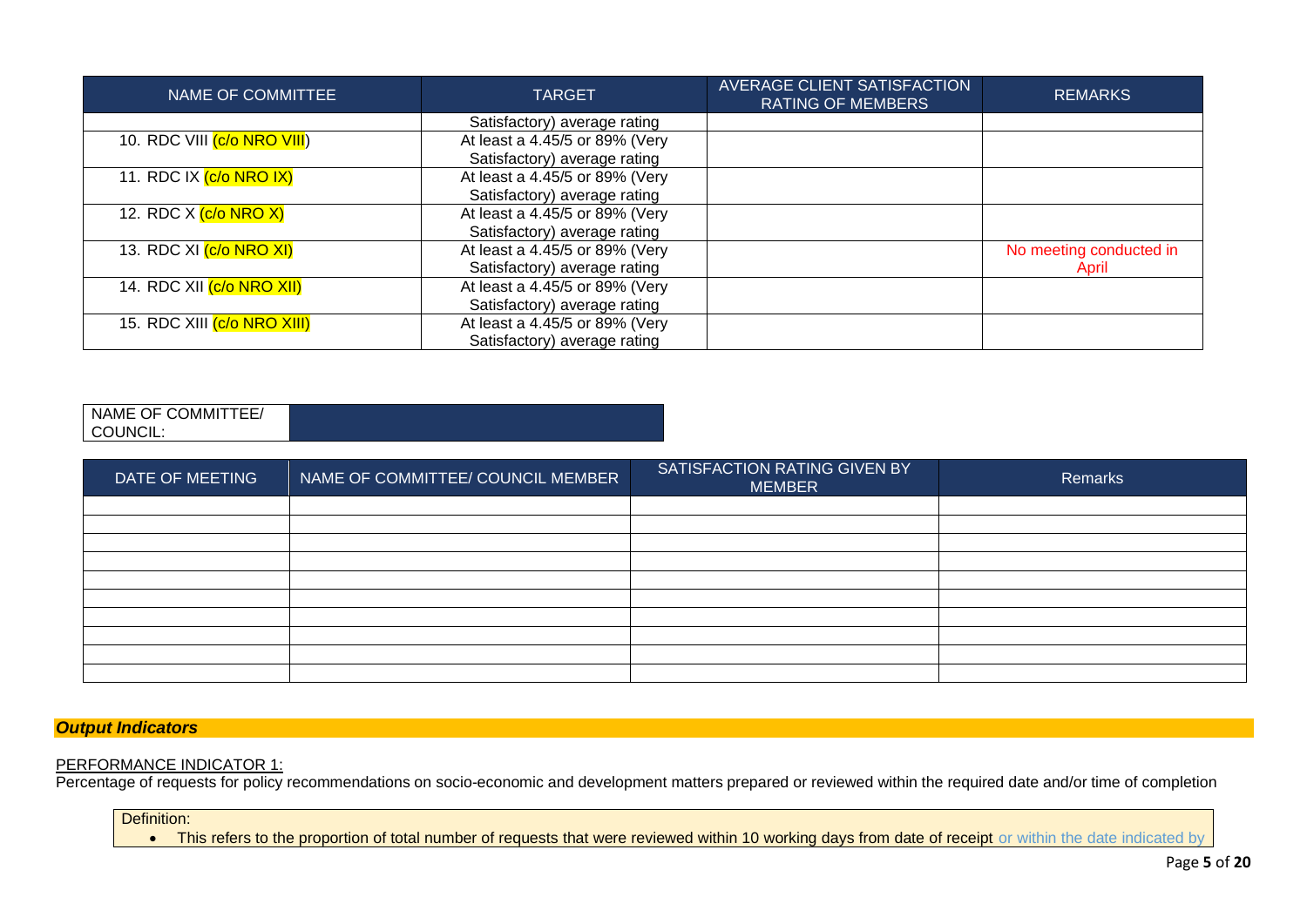| NAME OF COMMITTEE | TARGET | AVERAGE CLIENT SATISFACTION RATING OF MEMBERS | REMARKS |
|---|---|---|---|
| | Satisfactory) average rating | | |
| 10. RDC VIII (c/o NRO VIII) | At least a 4.45/5 or 89% (Very Satisfactory) average rating | | |
| 11. RDC IX (c/o NRO IX) | At least a 4.45/5 or 89% (Very Satisfactory) average rating | | |
| 12. RDC X (c/o NRO X) | At least a 4.45/5 or 89% (Very Satisfactory) average rating | | |
| 13. RDC XI (c/o NRO XI) | At least a 4.45/5 or 89% (Very Satisfactory) average rating | | No meeting conducted in April |
| 14. RDC XII (c/o NRO XII) | At least a 4.45/5 or 89% (Very Satisfactory) average rating | | |
| 15. RDC XIII (c/o NRO XIII) | At least a 4.45/5 or 89% (Very Satisfactory) average rating | | |

| NAME OF COMMITTEE/ COUNCIL: | |
|---|---|

| DATE OF MEETING | NAME OF COMMITTEE/ COUNCIL MEMBER | SATISFACTION RATING GIVEN BY MEMBER | Remarks |
|---|---|---|---|
| | | | |
| | | | |
| | | | |
| | | | |
| | | | |
| | | | |
| | | | |
| | | | |
| | | | |
| | | | |

## *Output Indicators*

PERFORMANCE INDICATOR 1:

Percentage of requests for policy recommendations on socio-economic and development matters prepared or reviewed within the required date and/or time of completion

Definition:

- This refers to the proportion of total number of requests that were reviewed within 10 working days from date of receipt or within the date indicated by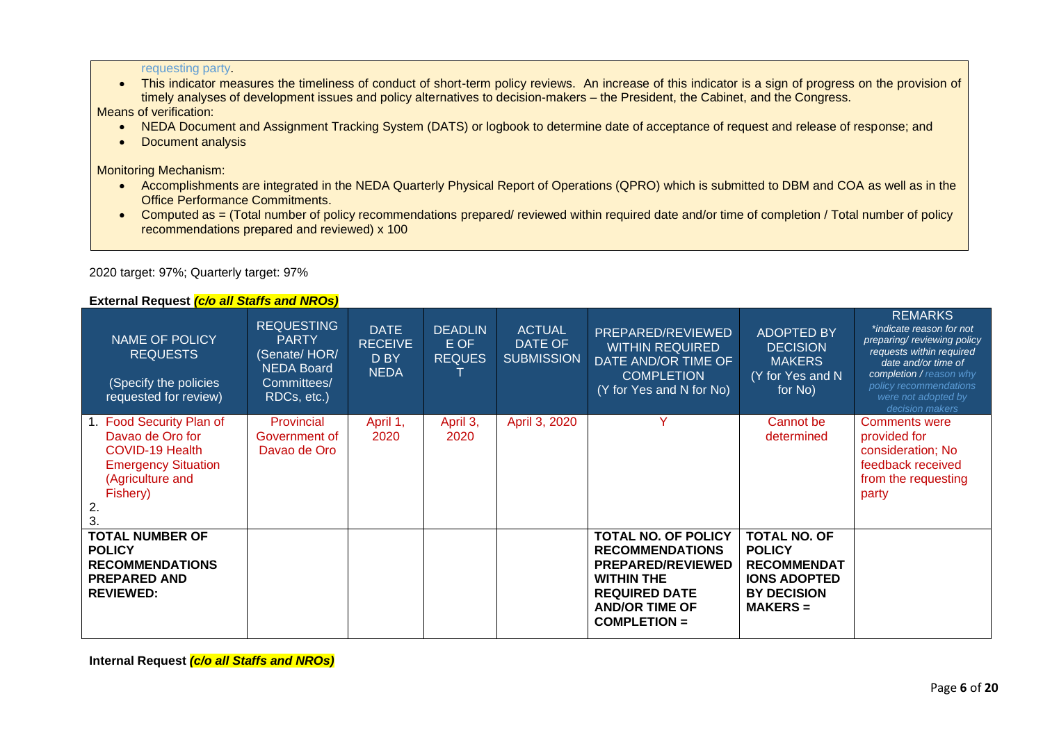requesting party.

- This indicator measures the timeliness of conduct of short-term policy reviews. An increase of this indicator is a sign of progress on the provision of timely analyses of development issues and policy alternatives to decision-makers – the President, the Cabinet, and the Congress.

Means of verification:

- NEDA Document and Assignment Tracking System (DATS) or logbook to determine date of acceptance of request and release of response; and
- Document analysis

Monitoring Mechanism:

- Accomplishments are integrated in the NEDA Quarterly Physical Report of Operations (QPRO) which is submitted to DBM and COA as well as in the Office Performance Commitments.
- Computed as = (Total number of policy recommendations prepared/ reviewed within required date and/or time of completion / Total number of policy recommendations prepared and reviewed) x 100

2020 target: 97%; Quarterly target: 97%

**External Request *(c/o all Staffs and NROs)***

| NAME OF POLICY REQUESTS (Specify the policies requested for review) | REQUESTING PARTY (Senate/ HOR/ NEDA Board Committees/ RDCs, etc.) | DATE RECEIVED BY NEDA | DEADLINE OF REQUEST | ACTUAL DATE OF SUBMISSION | PREPARED/REVIEWED WITHIN REQUIRED DATE AND/OR TIME OF COMPLETION (Y for Yes and N for No) | ADOPTED BY DECISION MAKERS (Y for Yes and N for No) | REMARKS *indicate reason for not preparing/ reviewing policy requests within required date and/or time of completion / reason why policy recommendations were not adopted by decision makers* |
|---|---|---|---|---|---|---|---|
| 1. Food Security Plan of Davao de Oro for COVID-19 Health Emergency Situation (Agriculture and Fishery)<br>2.<br>3. | Provincial Government of Davao de Oro | April 1, 2020 | April 3, 2020 | April 3, 2020 | Y | Cannot be determined | Comments were provided for consideration; No feedback received from the requesting party |
| **TOTAL NUMBER OF POLICY RECOMMENDATIONS PREPARED AND REVIEWED:** | | | | | **TOTAL NO. OF POLICY RECOMMENDATIONS PREPARED/REVIEWED WITHIN THE REQUIRED DATE AND/OR TIME OF COMPLETION =** | **TOTAL NO. OF POLICY RECOMMENDATIONS ADOPTED BY DECISION MAKERS =** | |

**Internal Request *(c/o all Staffs and NROs)***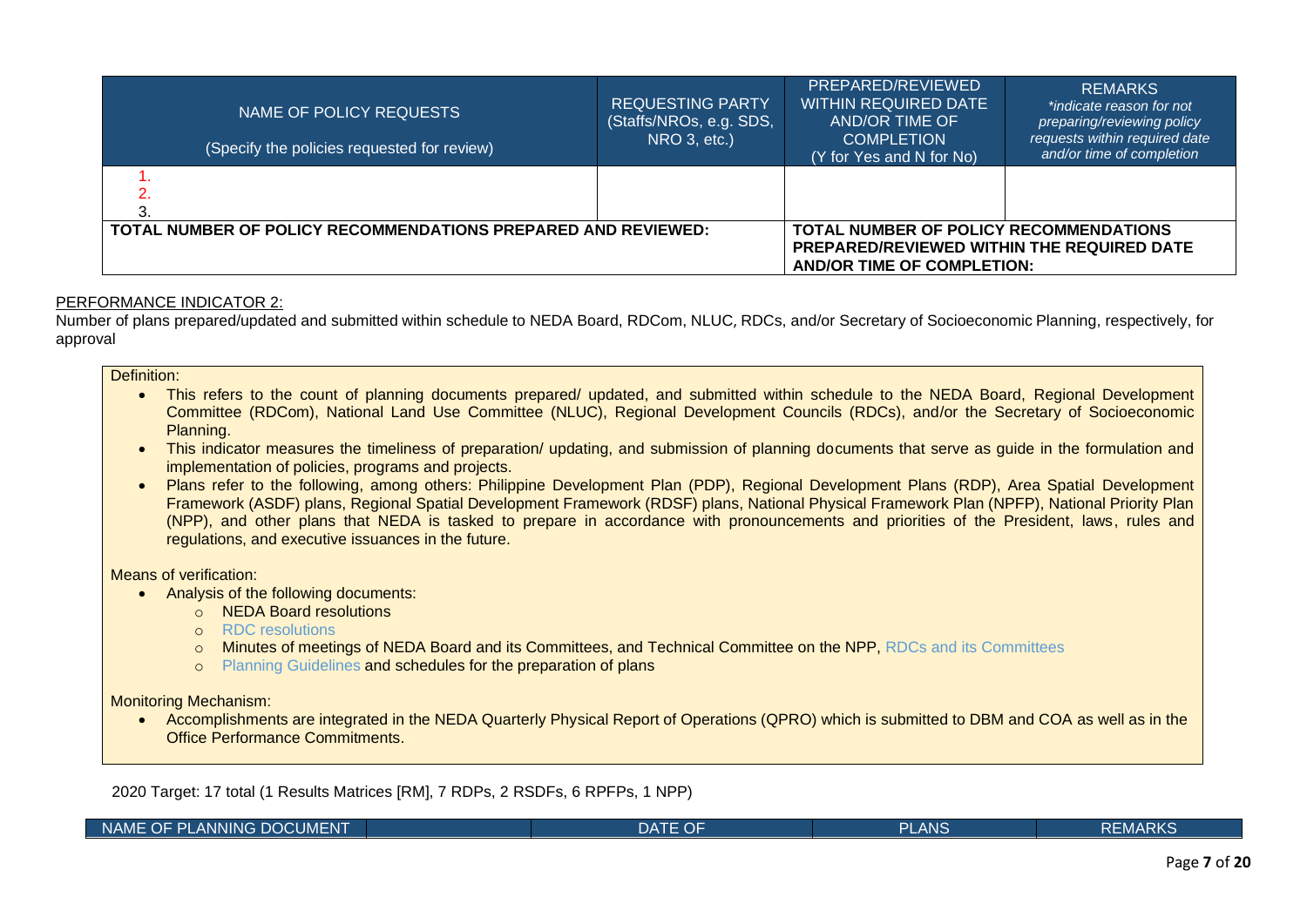| NAME OF POLICY REQUESTS<br><br>(Specify the policies requested for review) | REQUESTING PARTY (Staffs/NROs, e.g. SDS, NRO 3, etc.) | PREPARED/REVIEWED WITHIN REQUIRED DATE AND/OR TIME OF COMPLETION (Y for Yes and N for No) | REMARKS *indicate reason for not preparing/reviewing policy requests within required date and/or time of completion* |
|---|---|---|---|
| 1.<br>2.<br>3. | | | |
| **TOTAL NUMBER OF POLICY RECOMMENDATIONS PREPARED AND REVIEWED:** | | **TOTAL NUMBER OF POLICY RECOMMENDATIONS PREPARED/REVIEWED WITHIN THE REQUIRED DATE AND/OR TIME OF COMPLETION:** | |

PERFORMANCE INDICATOR 2:

Number of plans prepared/updated and submitted within schedule to NEDA Board, RDCom, NLUC, RDCs, and/or Secretary of Socioeconomic Planning, respectively, for approval

Definition:

- This refers to the count of planning documents prepared/ updated, and submitted within schedule to the NEDA Board, Regional Development Committee (RDCom), National Land Use Committee (NLUC), Regional Development Councils (RDCs), and/or the Secretary of Socioeconomic Planning.
- This indicator measures the timeliness of preparation/ updating, and submission of planning documents that serve as guide in the formulation and implementation of policies, programs and projects.
- Plans refer to the following, among others: Philippine Development Plan (PDP), Regional Development Plans (RDP), Area Spatial Development Framework (ASDF) plans, Regional Spatial Development Framework (RDSF) plans, National Physical Framework Plan (NPFP), National Priority Plan (NPP), and other plans that NEDA is tasked to prepare in accordance with pronouncements and priorities of the President, laws, rules and regulations, and executive issuances in the future.

Means of verification:

- Analysis of the following documents:
  - NEDA Board resolutions
  - RDC resolutions
  - Minutes of meetings of NEDA Board and its Committees, and Technical Committee on the NPP, RDCs and its Committees
  - Planning Guidelines and schedules for the preparation of plans

Monitoring Mechanism:

- Accomplishments are integrated in the NEDA Quarterly Physical Report of Operations (QPRO) which is submitted to DBM and COA as well as in the Office Performance Commitments.

2020 Target: 17 total (1 Results Matrices [RM], 7 RDPs, 2 RSDFs, 6 RPFPs, 1 NPP)

| NAME OF PLANNING DOCUMENT | | DATE OF | PLANS | REMARKS |
|---|---|---|---|---|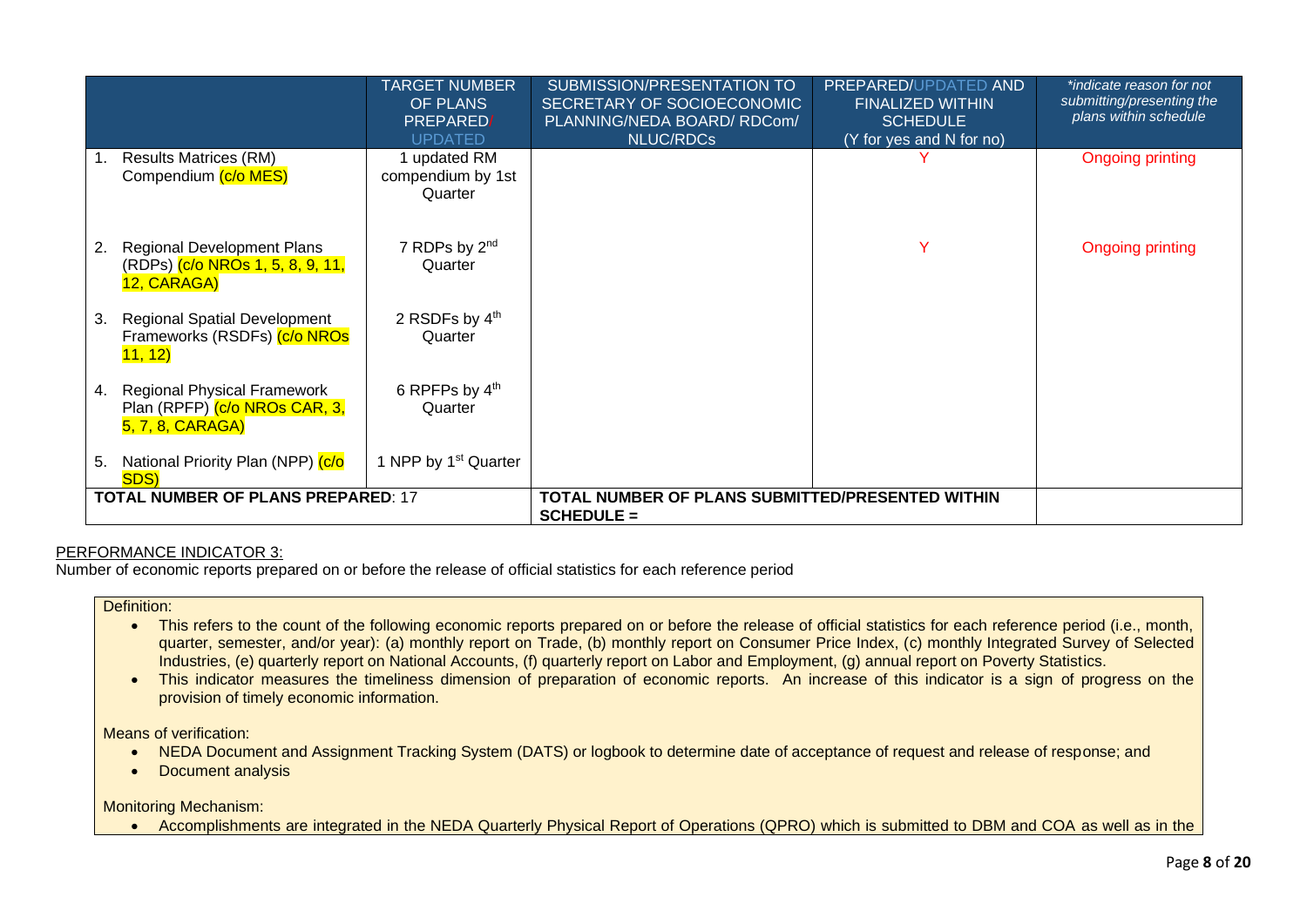| | TARGET NUMBER OF PLANS PREPARED/ UPDATED | SUBMISSION/PRESENTATION TO SECRETARY OF SOCIOECONOMIC PLANNING/NEDA BOARD/ RDCom/ NLUC/RDCs | PREPARED/UPDATED AND FINALIZED WITHIN SCHEDULE (Y for yes and N for no) | *indicate reason for not submitting/presenting the plans within schedule* |
|---|---|---|---|---|
| 1. Results Matrices (RM) Compendium (c/o MES) | 1 updated RM compendium by 1st Quarter | | Y | Ongoing printing |
| 2. Regional Development Plans (RDPs) (c/o NROs 1, 5, 8, 9, 11, 12, CARAGA) | 7 RDPs by 2nd Quarter | | Y | Ongoing printing |
| 3. Regional Spatial Development Frameworks (RSDFs) (c/o NROs 11, 12) | 2 RSDFs by 4th Quarter | | | |
| 4. Regional Physical Framework Plan (RPFP) (c/o NROs CAR, 3, 5, 7, 8, CARAGA) | 6 RPFPs by 4th Quarter | | | |
| 5. National Priority Plan (NPP) (c/o SDS) | 1 NPP by 1st Quarter | | | |
| **TOTAL NUMBER OF PLANS PREPARED**: 17 | | **TOTAL NUMBER OF PLANS SUBMITTED/PRESENTED WITHIN SCHEDULE =** | | |

PERFORMANCE INDICATOR 3:
Number of economic reports prepared on or before the release of official statistics for each reference period

Definition:

- This refers to the count of the following economic reports prepared on or before the release of official statistics for each reference period (i.e., month, quarter, semester, and/or year): (a) monthly report on Trade, (b) monthly report on Consumer Price Index, (c) monthly Integrated Survey of Selected Industries, (e) quarterly report on National Accounts, (f) quarterly report on Labor and Employment, (g) annual report on Poverty Statistics.
- This indicator measures the timeliness dimension of preparation of economic reports. An increase of this indicator is a sign of progress on the provision of timely economic information.

Means of verification:

- NEDA Document and Assignment Tracking System (DATS) or logbook to determine date of acceptance of request and release of response; and
- Document analysis

Monitoring Mechanism:

- Accomplishments are integrated in the NEDA Quarterly Physical Report of Operations (QPRO) which is submitted to DBM and COA as well as in the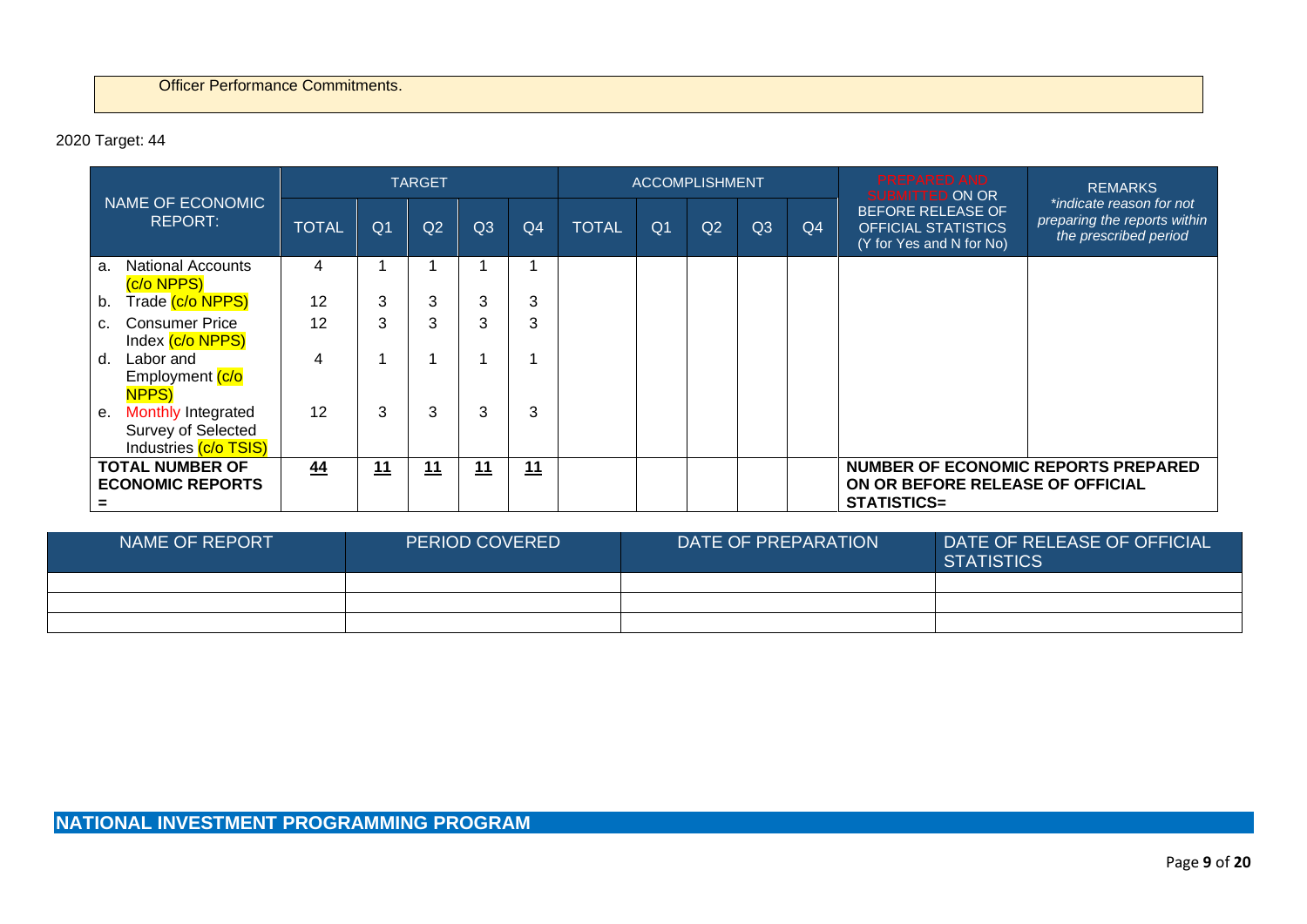Officer Performance Commitments.

2020 Target: 44

| NAME OF ECONOMIC REPORT: | TARGET | | | | | ACCOMPLISHMENT | | | | | PREPARED AND SUBMITTED ON OR BEFORE RELEASE OF OFFICIAL STATISTICS (Y for Yes and N for No) | REMARKS *indicate reason for not preparing the reports within the prescribed period* |
|---|---|---|---|---|---|---|---|---|---|---|---|---|
| | TOTAL | Q1 | Q2 | Q3 | Q4 | TOTAL | Q1 | Q2 | Q3 | Q4 | | |
| a. National Accounts (c/o NPPS) | 4 | 1 | 1 | 1 | 1 | | | | | | | |
| b. Trade (c/o NPPS) | 12 | 3 | 3 | 3 | 3 | | | | | | | |
| c. Consumer Price Index (c/o NPPS) | 12 | 3 | 3 | 3 | 3 | | | | | | | |
| d. Labor and Employment (c/o NPPS) | 4 | 1 | 1 | 1 | 1 | | | | | | | |
| e. Monthly Integrated Survey of Selected Industries (c/o TSIS) | 12 | 3 | 3 | 3 | 3 | | | | | | | |
| **TOTAL NUMBER OF ECONOMIC REPORTS =** | **44** | **11** | **11** | **11** | **11** | | | | | | **NUMBER OF ECONOMIC REPORTS PREPARED ON OR BEFORE RELEASE OF OFFICIAL STATISTICS=** | |

| NAME OF REPORT | PERIOD COVERED | DATE OF PREPARATION | DATE OF RELEASE OF OFFICIAL STATISTICS |
|---|---|---|---|
| | | | |
| | | | |
| | | | |

## NATIONAL INVESTMENT PROGRAMMING PROGRAM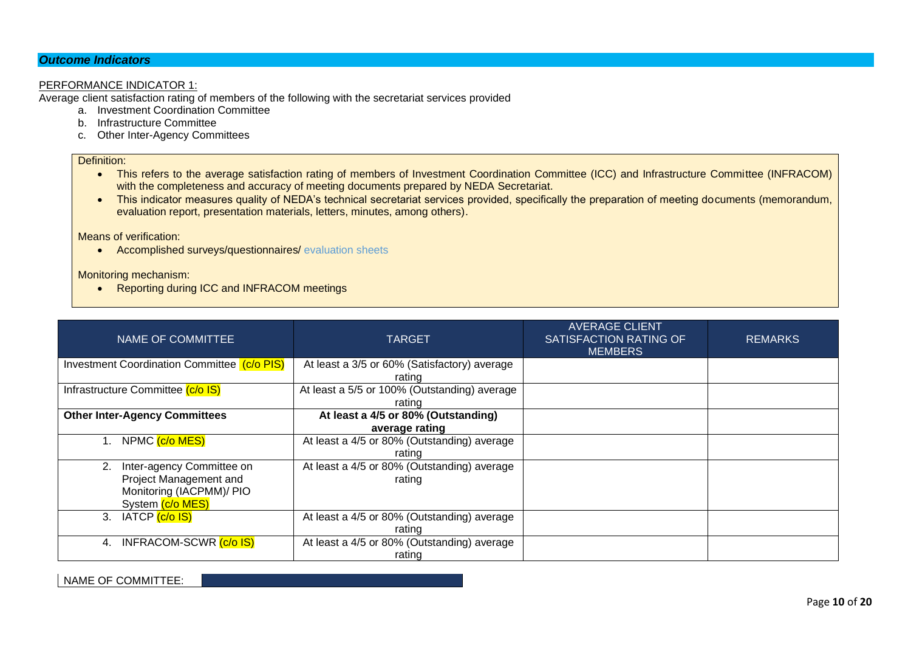***Outcome Indicators***

PERFORMANCE INDICATOR 1:
Average client satisfaction rating of members of the following with the secretariat services provided

a. Investment Coordination Committee
b. Infrastructure Committee
c. Other Inter-Agency Committees

Definition:

- This refers to the average satisfaction rating of members of Investment Coordination Committee (ICC) and Infrastructure Committee (INFRACOM) with the completeness and accuracy of meeting documents prepared by NEDA Secretariat.
- This indicator measures quality of NEDA's technical secretariat services provided, specifically the preparation of meeting documents (memorandum, evaluation report, presentation materials, letters, minutes, among others).

Means of verification:

- Accomplished surveys/questionnaires/ evaluation sheets

Monitoring mechanism:

- Reporting during ICC and INFRACOM meetings

| NAME OF COMMITTEE | TARGET | AVERAGE CLIENT SATISFACTION RATING OF MEMBERS | REMARKS |
|---|---|---|---|
| Investment Coordination Committee (c/o PIS) | At least a 3/5 or 60% (Satisfactory) average rating | | |
| Infrastructure Committee (c/o IS) | At least a 5/5 or 100% (Outstanding) average rating | | |
| **Other Inter-Agency Committees** | **At least a 4/5 or 80% (Outstanding) average rating** | | |
| 1. NPMC (c/o MES) | At least a 4/5 or 80% (Outstanding) average rating | | |
| 2. Inter-agency Committee on Project Management and Monitoring (IACPMM)/ PIO System (c/o MES) | At least a 4/5 or 80% (Outstanding) average rating | | |
| 3. IATCP (c/o IS) | At least a 4/5 or 80% (Outstanding) average rating | | |
| 4. INFRACOM-SCWR (c/o IS) | At least a 4/5 or 80% (Outstanding) average rating | | |

| NAME OF COMMITTEE: | |
|---|---|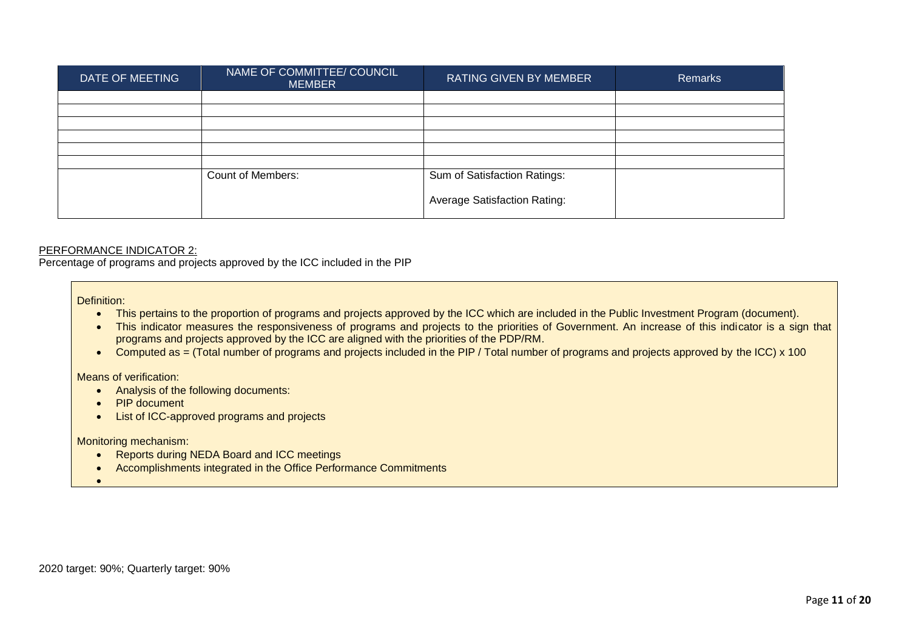| DATE OF MEETING | NAME OF COMMITTEE/ COUNCIL MEMBER | RATING GIVEN BY MEMBER | Remarks |
| --- | --- | --- | --- |
| | | | |
| | | | |
| | | | |
| | | | |
| | | | |
| | | | |
| | Count of Members: | Sum of Satisfaction Ratings:<br><br>Average Satisfaction Rating: | |

PERFORMANCE INDICATOR 2:

Percentage of programs and projects approved by the ICC included in the PIP

Definition:

- This pertains to the proportion of programs and projects approved by the ICC which are included in the Public Investment Program (document).
- This indicator measures the responsiveness of programs and projects to the priorities of Government. An increase of this indicator is a sign that programs and projects approved by the ICC are aligned with the priorities of the PDP/RM.
- Computed as = (Total number of programs and projects included in the PIP / Total number of programs and projects approved by the ICC) x 100

Means of verification:

- Analysis of the following documents:
- PIP document
- List of ICC-approved programs and projects

Monitoring mechanism:

- Reports during NEDA Board and ICC meetings
- Accomplishments integrated in the Office Performance Commitments

2020 target: 90%; Quarterly target: 90%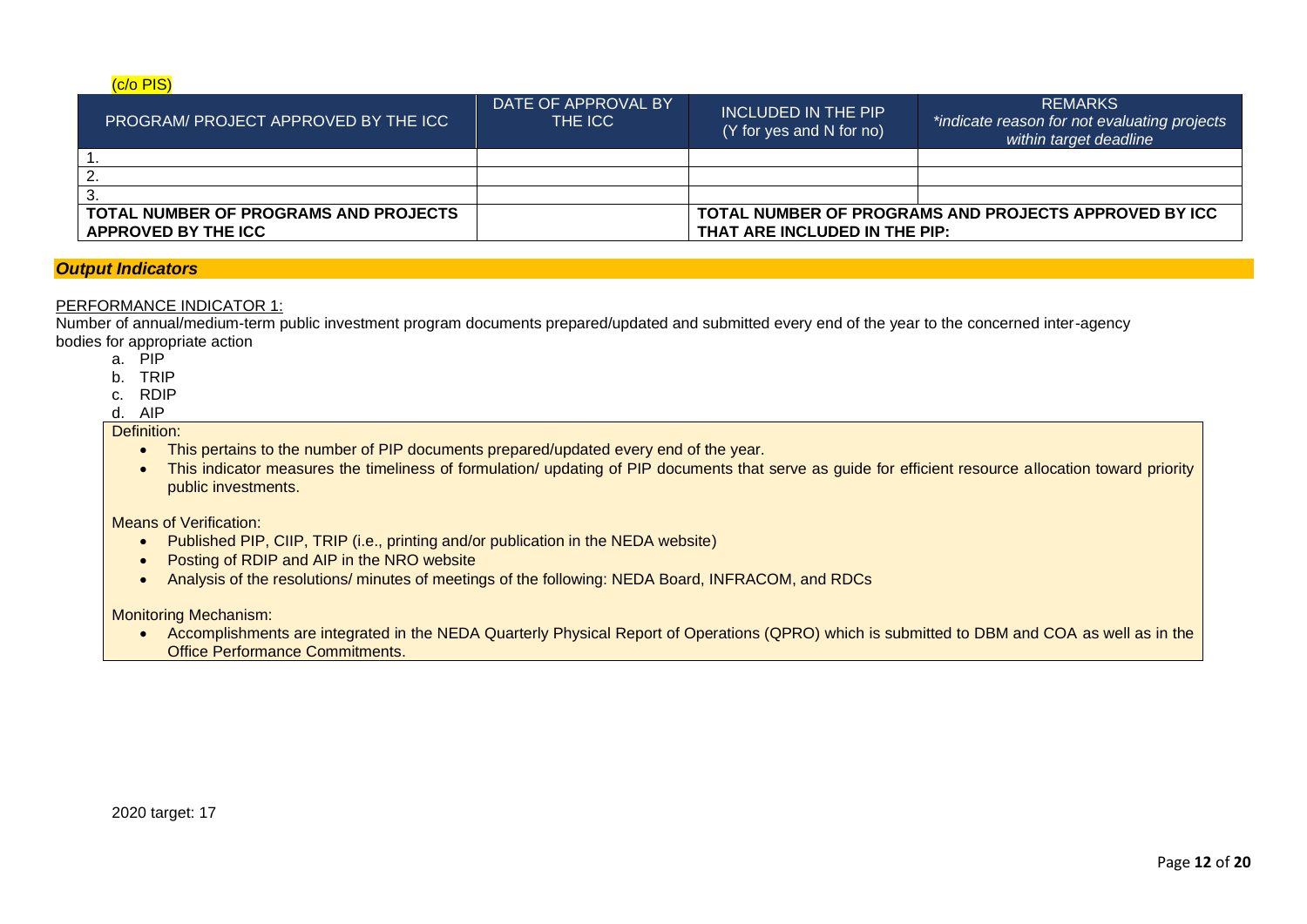(c/o PIS)

| PROGRAM/ PROJECT APPROVED BY THE ICC | DATE OF APPROVAL BY THE ICC | INCLUDED IN THE PIP (Y for yes and N for no) | REMARKS *indicate reason for not evaluating projects within target deadline* |
|---|---|---|---|
| 1. | | | |
| 2. | | | |
| 3. | | | |
| **TOTAL NUMBER OF PROGRAMS AND PROJECTS APPROVED BY THE ICC** | | **TOTAL NUMBER OF PROGRAMS AND PROJECTS APPROVED BY ICC THAT ARE INCLUDED IN THE PIP:** | |

### *Output Indicators*

PERFORMANCE INDICATOR 1:

Number of annual/medium-term public investment program documents prepared/updated and submitted every end of the year to the concerned inter-agency bodies for appropriate action

a. PIP
b. TRIP
c. RDIP
d. AIP

Definition:

- This pertains to the number of PIP documents prepared/updated every end of the year.
- This indicator measures the timeliness of formulation/ updating of PIP documents that serve as guide for efficient resource allocation toward priority public investments.

Means of Verification:

- Published PIP, CIIP, TRIP (i.e., printing and/or publication in the NEDA website)
- Posting of RDIP and AIP in the NRO website
- Analysis of the resolutions/ minutes of meetings of the following: NEDA Board, INFRACOM, and RDCs

Monitoring Mechanism:

- Accomplishments are integrated in the NEDA Quarterly Physical Report of Operations (QPRO) which is submitted to DBM and COA as well as in the Office Performance Commitments.

2020 target: 17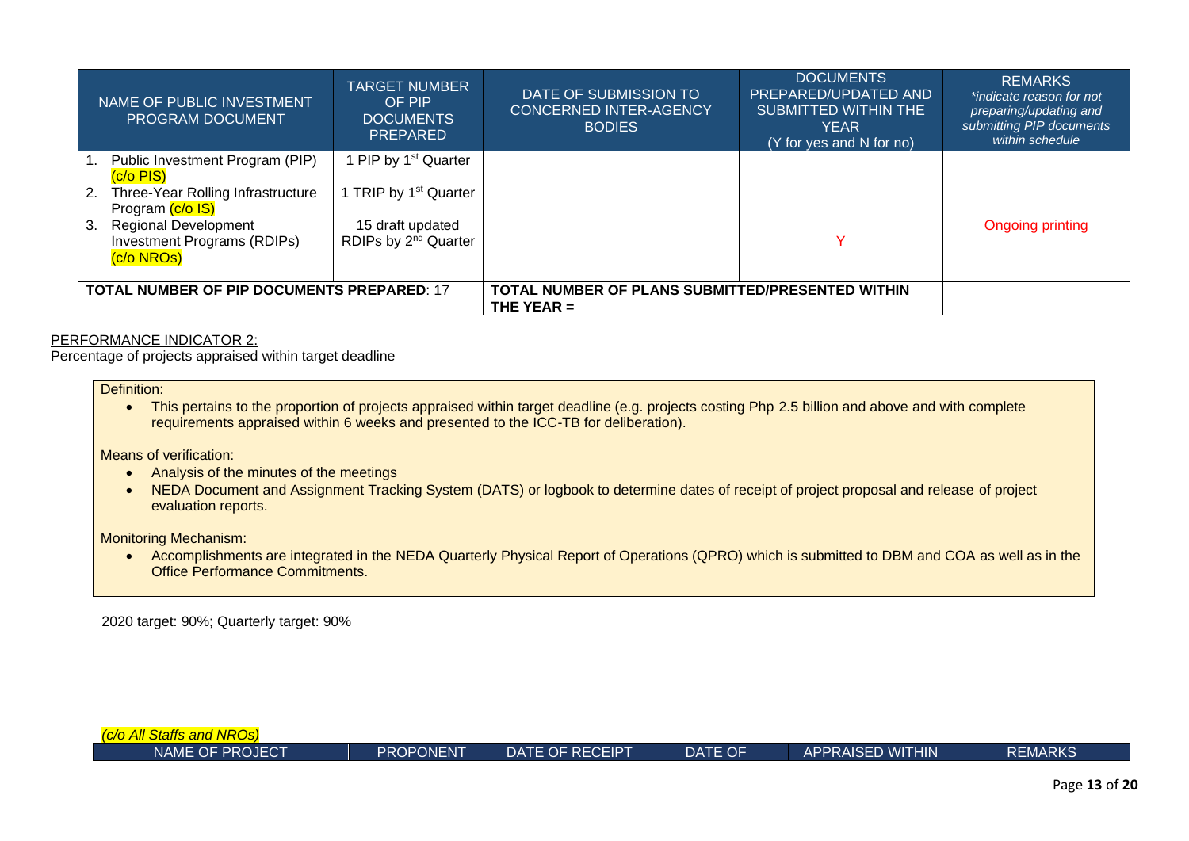| NAME OF PUBLIC INVESTMENT PROGRAM DOCUMENT | TARGET NUMBER OF PIP DOCUMENTS PREPARED | DATE OF SUBMISSION TO CONCERNED INTER-AGENCY BODIES | DOCUMENTS PREPARED/UPDATED AND SUBMITTED WITHIN THE YEAR (Y for yes and N for no) | REMARKS *indicate reason for not preparing/updating and submitting PIP documents within schedule* |
|---|---|---|---|---|
| 1. Public Investment Program (PIP) (c/o PIS)<br>2. Three-Year Rolling Infrastructure Program (c/o IS)<br>3. Regional Development Investment Programs (RDIPs) (c/o NROs) | 1 PIP by 1st Quarter<br>1 TRIP by 1st Quarter<br>15 draft updated RDIPs by 2nd Quarter | | Y | Ongoing printing |
| **TOTAL NUMBER OF PIP DOCUMENTS PREPARED**: 17 | | **TOTAL NUMBER OF PLANS SUBMITTED/PRESENTED WITHIN THE YEAR =** | | |

PERFORMANCE INDICATOR 2:
Percentage of projects appraised within target deadline

Definition:

- This pertains to the proportion of projects appraised within target deadline (e.g. projects costing Php 2.5 billion and above and with complete requirements appraised within 6 weeks and presented to the ICC-TB for deliberation).

Means of verification:

- Analysis of the minutes of the meetings
- NEDA Document and Assignment Tracking System (DATS) or logbook to determine dates of receipt of project proposal and release of project evaluation reports.

Monitoring Mechanism:

- Accomplishments are integrated in the NEDA Quarterly Physical Report of Operations (QPRO) which is submitted to DBM and COA as well as in the Office Performance Commitments.

2020 target: 90%; Quarterly target: 90%

*(c/o All Staffs and NROs)*

| NAME OF PROJECT | PROPONENT | DATE OF RECEIPT | DATE OF | APPRAISED WITHIN | REMARKS |
|---|---|---|---|---|---|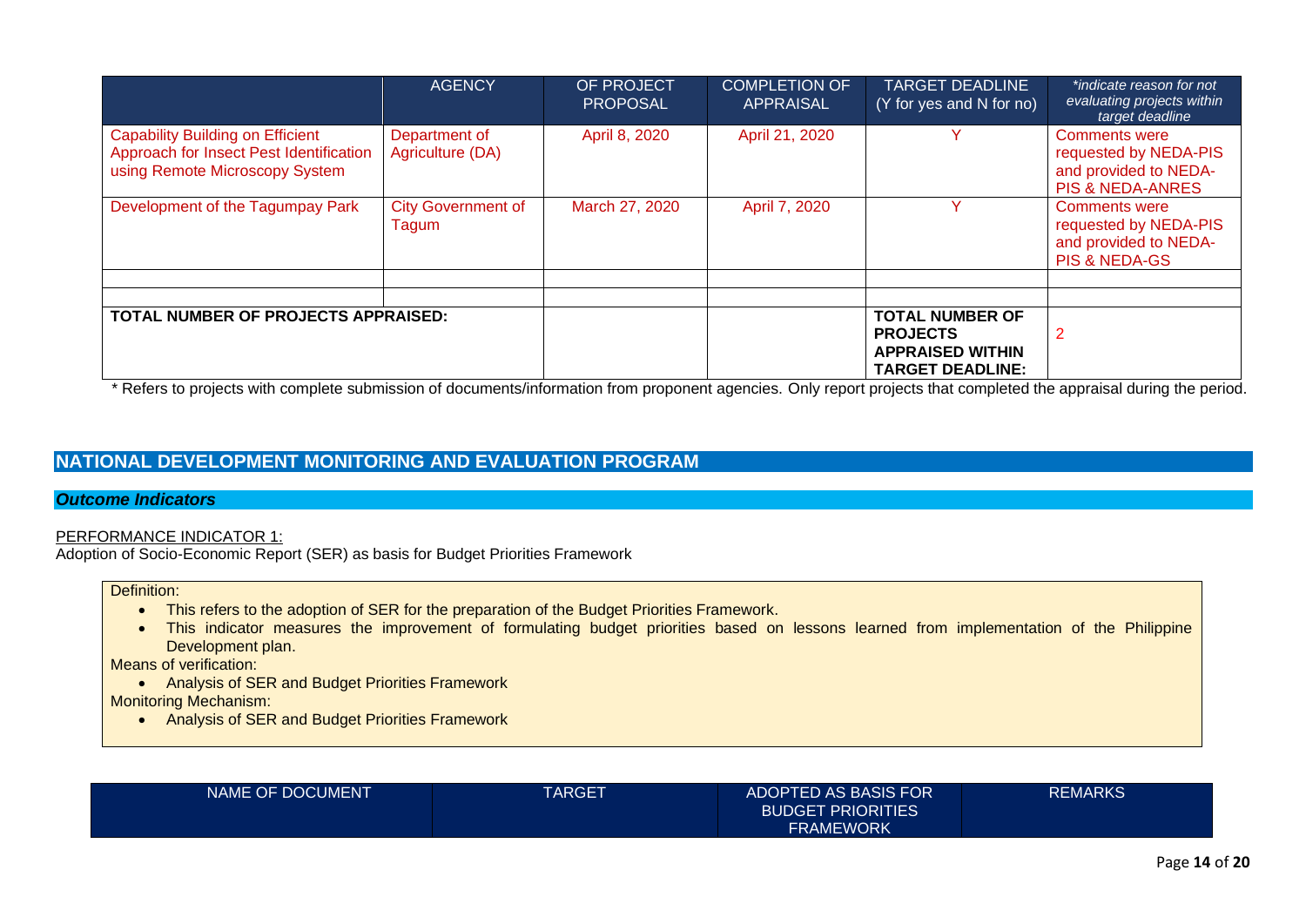| | AGENCY | OF PROJECT PROPOSAL | COMPLETION OF APPRAISAL | TARGET DEADLINE (Y for yes and N for no) | *indicate reason for not evaluating projects within target deadline* |
|---|---|---|---|---|---|
| Capability Building on Efficient Approach for Insect Pest Identification using Remote Microscopy System | Department of Agriculture (DA) | April 8, 2020 | April 21, 2020 | Y | Comments were requested by NEDA-PIS and provided to NEDA-PIS & NEDA-ANRES |
| Development of the Tagumpay Park | City Government of Tagum | March 27, 2020 | April 7, 2020 | Y | Comments were requested by NEDA-PIS and provided to NEDA-PIS & NEDA-GS |
| | | | | | |
| | | | | | |
| **TOTAL NUMBER OF PROJECTS APPRAISED:** | | | | **TOTAL NUMBER OF PROJECTS APPRAISED WITHIN TARGET DEADLINE:** | 2 |

\* Refers to projects with complete submission of documents/information from proponent agencies. Only report projects that completed the appraisal during the period.

## NATIONAL DEVELOPMENT MONITORING AND EVALUATION PROGRAM

### *Outcome Indicators*

PERFORMANCE INDICATOR 1:
Adoption of Socio-Economic Report (SER) as basis for Budget Priorities Framework

Definition:

- This refers to the adoption of SER for the preparation of the Budget Priorities Framework.
- This indicator measures the improvement of formulating budget priorities based on lessons learned from implementation of the Philippine Development plan.

Means of verification:

- Analysis of SER and Budget Priorities Framework

Monitoring Mechanism:

- Analysis of SER and Budget Priorities Framework

| NAME OF DOCUMENT | TARGET | ADOPTED AS BASIS FOR BUDGET PRIORITIES FRAMEWORK | REMARKS |
|---|---|---|---|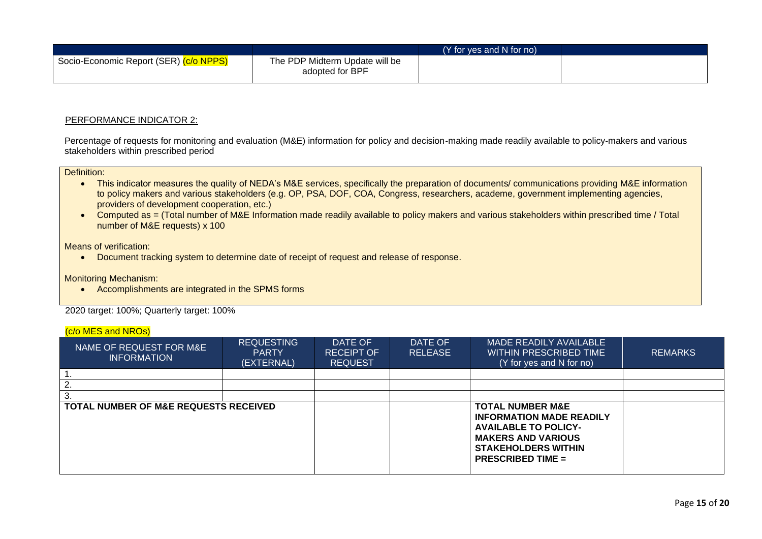| | | (Y for yes and N for no) | |
|---|---|---|---|
| Socio-Economic Report (SER) (c/o NPPS) | The PDP Midterm Update will be adopted for BPF | | |

PERFORMANCE INDICATOR 2:

Percentage of requests for monitoring and evaluation (M&E) information for policy and decision-making made readily available to policy-makers and various stakeholders within prescribed period

Definition:

- This indicator measures the quality of NEDA's M&E services, specifically the preparation of documents/ communications providing M&E information to policy makers and various stakeholders (e.g. OP, PSA, DOF, COA, Congress, researchers, academe, government implementing agencies, providers of development cooperation, etc.)
- Computed as = (Total number of M&E Information made readily available to policy makers and various stakeholders within prescribed time / Total number of M&E requests) x 100

Means of verification:

- Document tracking system to determine date of receipt of request and release of response.

Monitoring Mechanism:

- Accomplishments are integrated in the SPMS forms

2020 target: 100%; Quarterly target: 100%

(c/o MES and NROs)

| NAME OF REQUEST FOR M&E INFORMATION | REQUESTING PARTY (EXTERNAL) | DATE OF RECEIPT OF REQUEST | DATE OF RELEASE | MADE READILY AVAILABLE WITHIN PRESCRIBED TIME (Y for yes and N for no) | REMARKS |
|---|---|---|---|---|---|
| 1. | | | | | |
| 2. | | | | | |
| 3. | | | | | |
| **TOTAL NUMBER OF M&E REQUESTS RECEIVED** | | | | **TOTAL NUMBER M&E INFORMATION MADE READILY AVAILABLE TO POLICY-MAKERS AND VARIOUS STAKEHOLDERS WITHIN PRESCRIBED TIME =** | |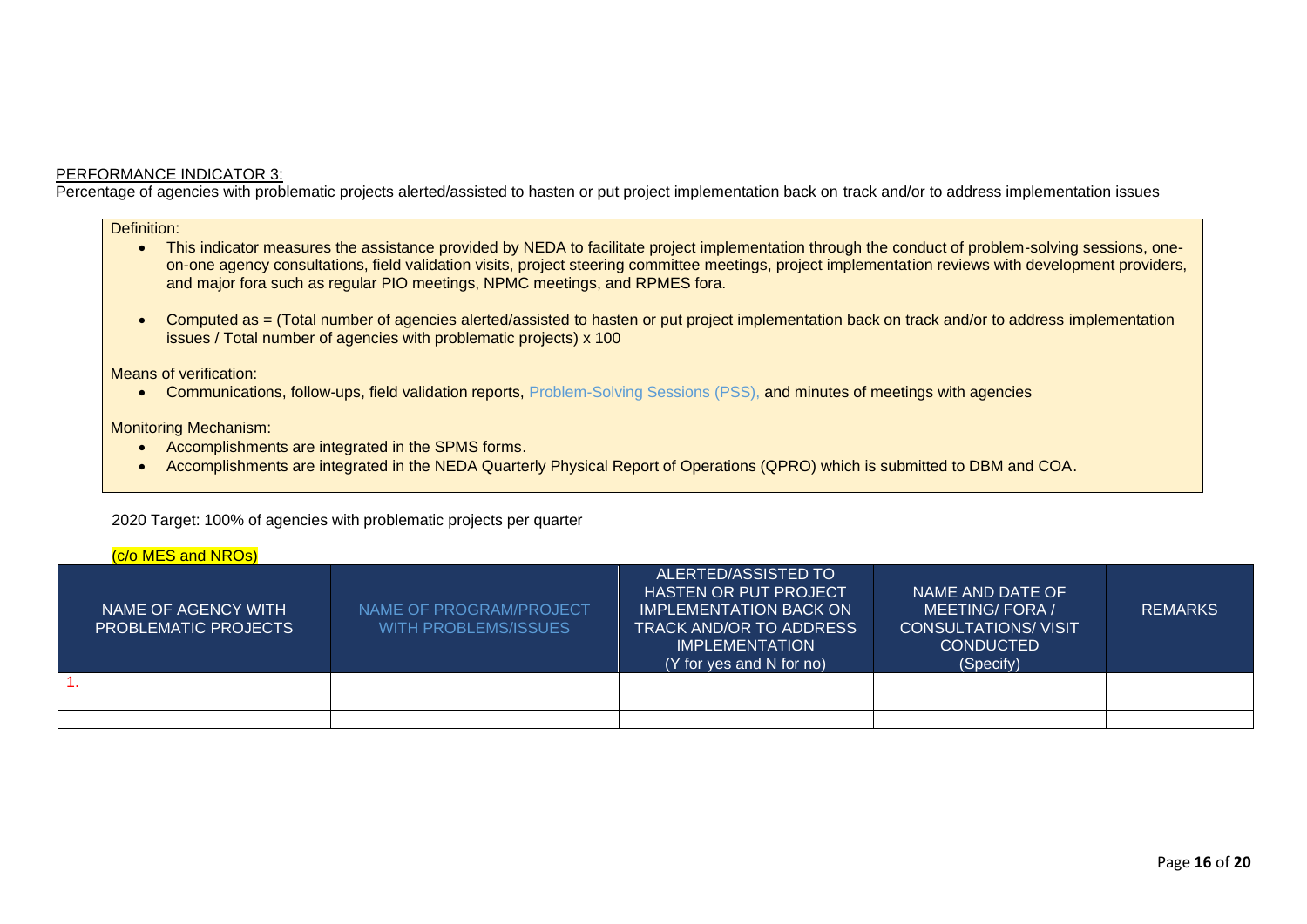PERFORMANCE INDICATOR 3:

Percentage of agencies with problematic projects alerted/assisted to hasten or put project implementation back on track and/or to address implementation issues

Definition:

- This indicator measures the assistance provided by NEDA to facilitate project implementation through the conduct of problem-solving sessions, one-on-one agency consultations, field validation visits, project steering committee meetings, project implementation reviews with development providers, and major fora such as regular PIO meetings, NPMC meetings, and RPMES fora.
- Computed as = (Total number of agencies alerted/assisted to hasten or put project implementation back on track and/or to address implementation issues / Total number of agencies with problematic projects) x 100

Means of verification:

- Communications, follow-ups, field validation reports, Problem-Solving Sessions (PSS), and minutes of meetings with agencies

Monitoring Mechanism:

- Accomplishments are integrated in the SPMS forms.
- Accomplishments are integrated in the NEDA Quarterly Physical Report of Operations (QPRO) which is submitted to DBM and COA.

2020 Target: 100% of agencies with problematic projects per quarter

(c/o MES and NROs)

| NAME OF AGENCY WITH PROBLEMATIC PROJECTS | NAME OF PROGRAM/PROJECT WITH PROBLEMS/ISSUES | ALERTED/ASSISTED TO HASTEN OR PUT PROJECT IMPLEMENTATION BACK ON TRACK AND/OR TO ADDRESS IMPLEMENTATION (Y for yes and N for no) | NAME AND DATE OF MEETING/ FORA / CONSULTATIONS/ VISIT CONDUCTED (Specify) | REMARKS |
|---|---|---|---|---|
| 1. | | | | |
| | | | | |
| | | | | |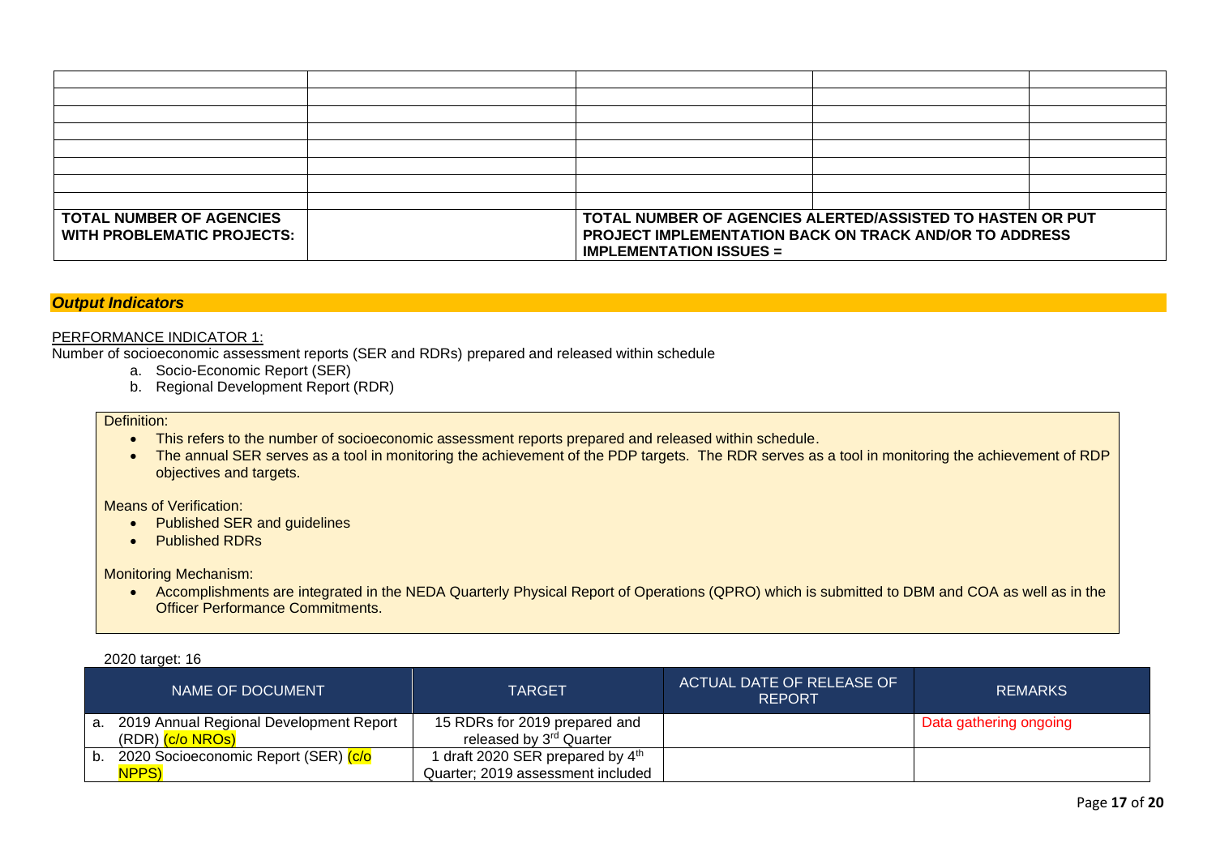| | | | | |
|---|---|---|---|---|
| | | | | |
| | | | | |
| | | | | |
| | | | | |
| | | | | |
| | | | | |
| | | | | |
| **TOTAL NUMBER OF AGENCIES WITH PROBLEMATIC PROJECTS:** | | **TOTAL NUMBER OF AGENCIES ALERTED/ASSISTED TO HASTEN OR PUT PROJECT IMPLEMENTATION BACK ON TRACK AND/OR TO ADDRESS IMPLEMENTATION ISSUES =** | | |

***Output Indicators***

PERFORMANCE INDICATOR 1:

Number of socioeconomic assessment reports (SER and RDRs) prepared and released within schedule

a. Socio-Economic Report (SER)
b. Regional Development Report (RDR)

Definition:

- This refers to the number of socioeconomic assessment reports prepared and released within schedule.
- The annual SER serves as a tool in monitoring the achievement of the PDP targets. The RDR serves as a tool in monitoring the achievement of RDP objectives and targets.

Means of Verification:

- Published SER and guidelines
- Published RDRs

Monitoring Mechanism:

- Accomplishments are integrated in the NEDA Quarterly Physical Report of Operations (QPRO) which is submitted to DBM and COA as well as in the Officer Performance Commitments.

2020 target: 16

| NAME OF DOCUMENT | TARGET | ACTUAL DATE OF RELEASE OF REPORT | REMARKS |
|---|---|---|---|
| a. 2019 Annual Regional Development Report (RDR) (c/o NROs) | 15 RDRs for 2019 prepared and released by 3rd Quarter | | Data gathering ongoing |
| b. 2020 Socioeconomic Report (SER) (c/o NPPS) | 1 draft 2020 SER prepared by 4th Quarter; 2019 assessment included | | |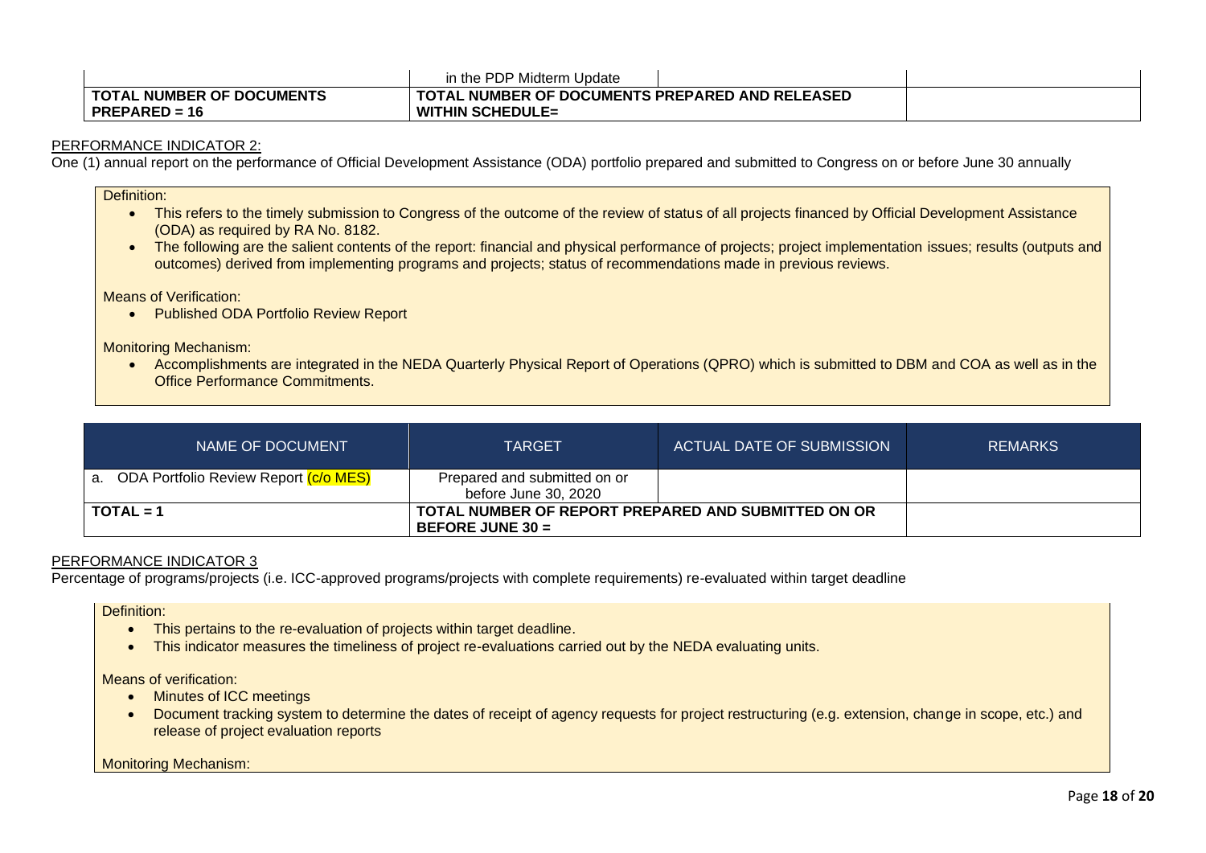| | in the PDP Midterm Update | | |
|---|---|---|---|
| **TOTAL NUMBER OF DOCUMENTS PREPARED = 16** | **TOTAL NUMBER OF DOCUMENTS PREPARED AND RELEASED WITHIN SCHEDULE=** | | |

PERFORMANCE INDICATOR 2:

One (1) annual report on the performance of Official Development Assistance (ODA) portfolio prepared and submitted to Congress on or before June 30 annually

Definition:

- This refers to the timely submission to Congress of the outcome of the review of status of all projects financed by Official Development Assistance (ODA) as required by RA No. 8182.
- The following are the salient contents of the report: financial and physical performance of projects; project implementation issues; results (outputs and outcomes) derived from implementing programs and projects; status of recommendations made in previous reviews.

Means of Verification:

- Published ODA Portfolio Review Report

Monitoring Mechanism:

- Accomplishments are integrated in the NEDA Quarterly Physical Report of Operations (QPRO) which is submitted to DBM and COA as well as in the Office Performance Commitments.

| NAME OF DOCUMENT | TARGET | ACTUAL DATE OF SUBMISSION | REMARKS |
|---|---|---|---|
| a. ODA Portfolio Review Report (c/o MES) | Prepared and submitted on or before June 30, 2020 | | |
| **TOTAL = 1** | **TOTAL NUMBER OF REPORT PREPARED AND SUBMITTED ON OR BEFORE JUNE 30 =** | | |

PERFORMANCE INDICATOR 3

Percentage of programs/projects (i.e. ICC-approved programs/projects with complete requirements) re-evaluated within target deadline

Definition:

- This pertains to the re-evaluation of projects within target deadline.
- This indicator measures the timeliness of project re-evaluations carried out by the NEDA evaluating units.

Means of verification:

- Minutes of ICC meetings
- Document tracking system to determine the dates of receipt of agency requests for project restructuring (e.g. extension, change in scope, etc.) and release of project evaluation reports

Monitoring Mechanism: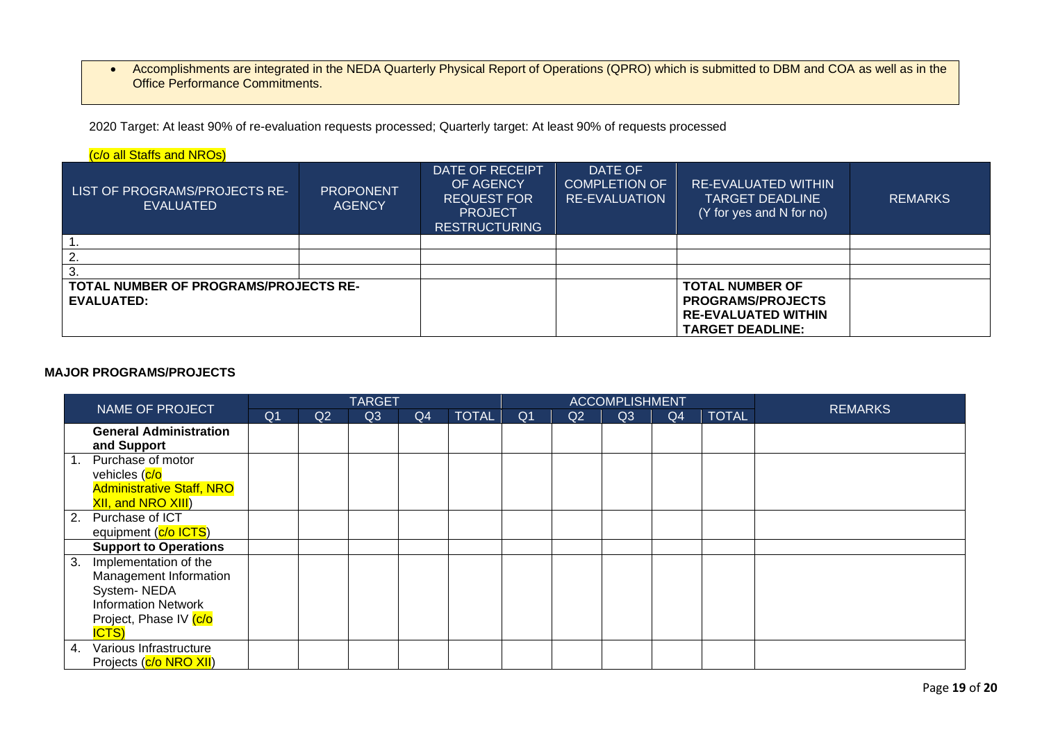- Accomplishments are integrated in the NEDA Quarterly Physical Report of Operations (QPRO) which is submitted to DBM and COA as well as in the Office Performance Commitments.

2020 Target: At least 90% of re-evaluation requests processed; Quarterly target: At least 90% of requests processed

(c/o all Staffs and NROs)

| LIST OF PROGRAMS/PROJECTS RE-EVALUATED | PROPONENT AGENCY | DATE OF RECEIPT OF AGENCY REQUEST FOR PROJECT RESTRUCTURING | DATE OF COMPLETION OF RE-EVALUATION | RE-EVALUATED WITHIN TARGET DEADLINE (Y for yes and N for no) | REMARKS |
|---|---|---|---|---|---|
| 1. | | | | | |
| 2. | | | | | |
| 3. | | | | | |
| **TOTAL NUMBER OF PROGRAMS/PROJECTS RE-EVALUATED:** | | | | **TOTAL NUMBER OF PROGRAMS/PROJECTS RE-EVALUATED WITHIN TARGET DEADLINE:** | |

**MAJOR PROGRAMS/PROJECTS**

| NAME OF PROJECT | TARGET | | | | | ACCOMPLISHMENT | | | | | REMARKS |
|---|---|---|---|---|---|---|---|---|---|---|---|
| | Q1 | Q2 | Q3 | Q4 | TOTAL | Q1 | Q2 | Q3 | Q4 | TOTAL | |
| **General Administration and Support** | | | | | | | | | | | |
| 1. Purchase of motor vehicles (c/o Administrative Staff, NRO XII, and NRO XIII) | | | | | | | | | | | |
| 2. Purchase of ICT equipment (c/o ICTS) | | | | | | | | | | | |
| **Support to Operations** | | | | | | | | | | | |
| 3. Implementation of the Management Information System- NEDA Information Network Project, Phase IV (c/o ICTS) | | | | | | | | | | | |
| 4. Various Infrastructure Projects (c/o NRO XII) | | | | | | | | | | | |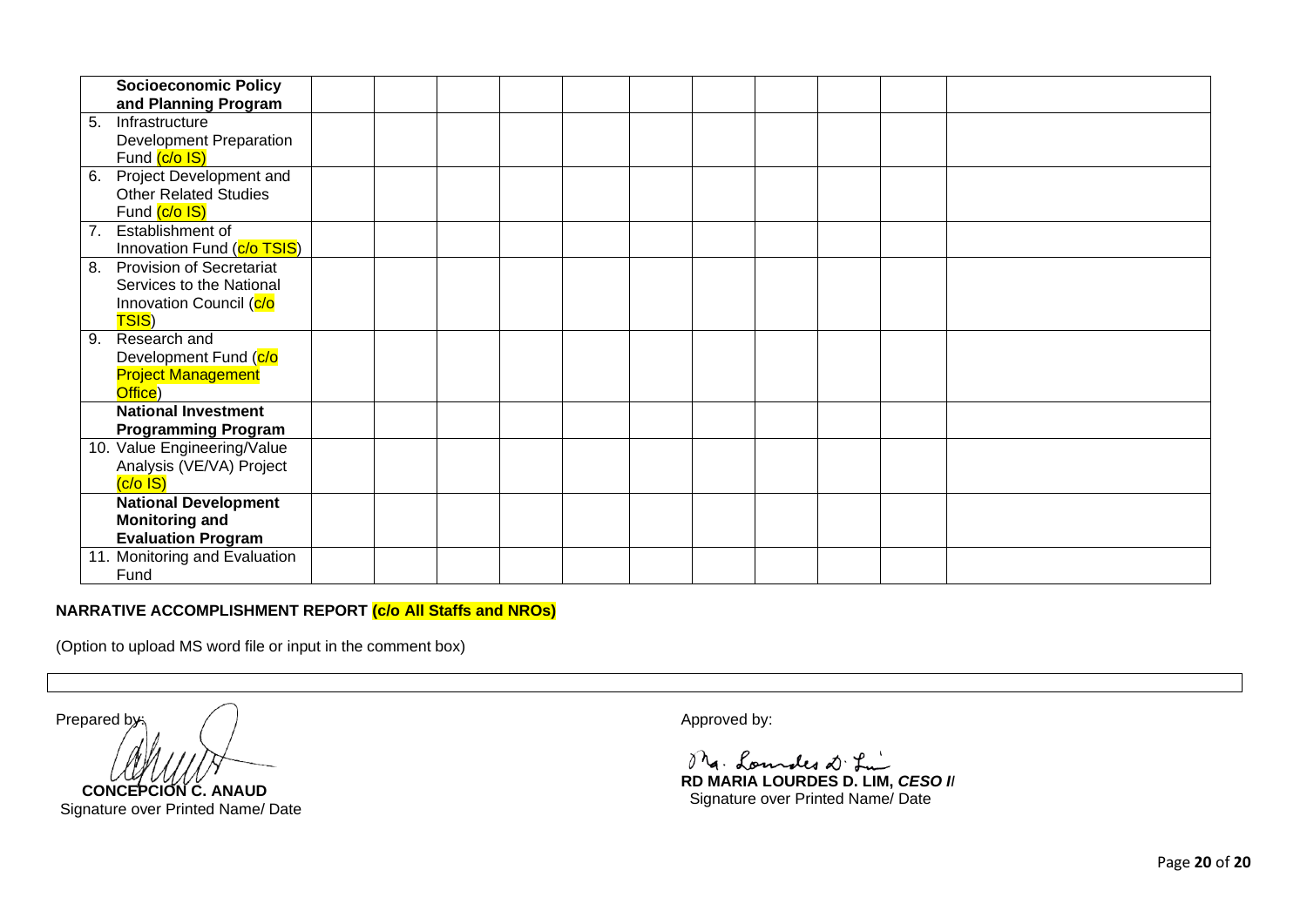| | | | | | | | | | | | |
|---|---|---|---|---|---|---|---|---|---|---|---|
| **Socioeconomic Policy and Planning Program** | | | | | | | | | | | |
| 5. Infrastructure Development Preparation Fund (c/o IS) | | | | | | | | | | | |
| 6. Project Development and Other Related Studies Fund (c/o IS) | | | | | | | | | | | |
| 7. Establishment of Innovation Fund (c/o TSIS) | | | | | | | | | | | |
| 8. Provision of Secretariat Services to the National Innovation Council (c/o TSIS) | | | | | | | | | | | |
| 9. Research and Development Fund (c/o Project Management Office) | | | | | | | | | | | |
| **National Investment Programming Program** | | | | | | | | | | | |
| 10. Value Engineering/Value Analysis (VE/VA) Project (c/o IS) | | | | | | | | | | | |
| **National Development Monitoring and Evaluation Program** | | | | | | | | | | | |
| 11. Monitoring and Evaluation Fund | | | | | | | | | | | |

**NARRATIVE ACCOMPLISHMENT REPORT (c/o All Staffs and NROs)**

(Option to upload MS word file or input in the comment box)

| |
|---|
| |

Prepared by:

**CONCEPCION C. ANAUD**
Signature over Printed Name/ Date

Approved by:

**RD MARIA LOURDES D. LIM, *CESO II***
Signature over Printed Name/ Date